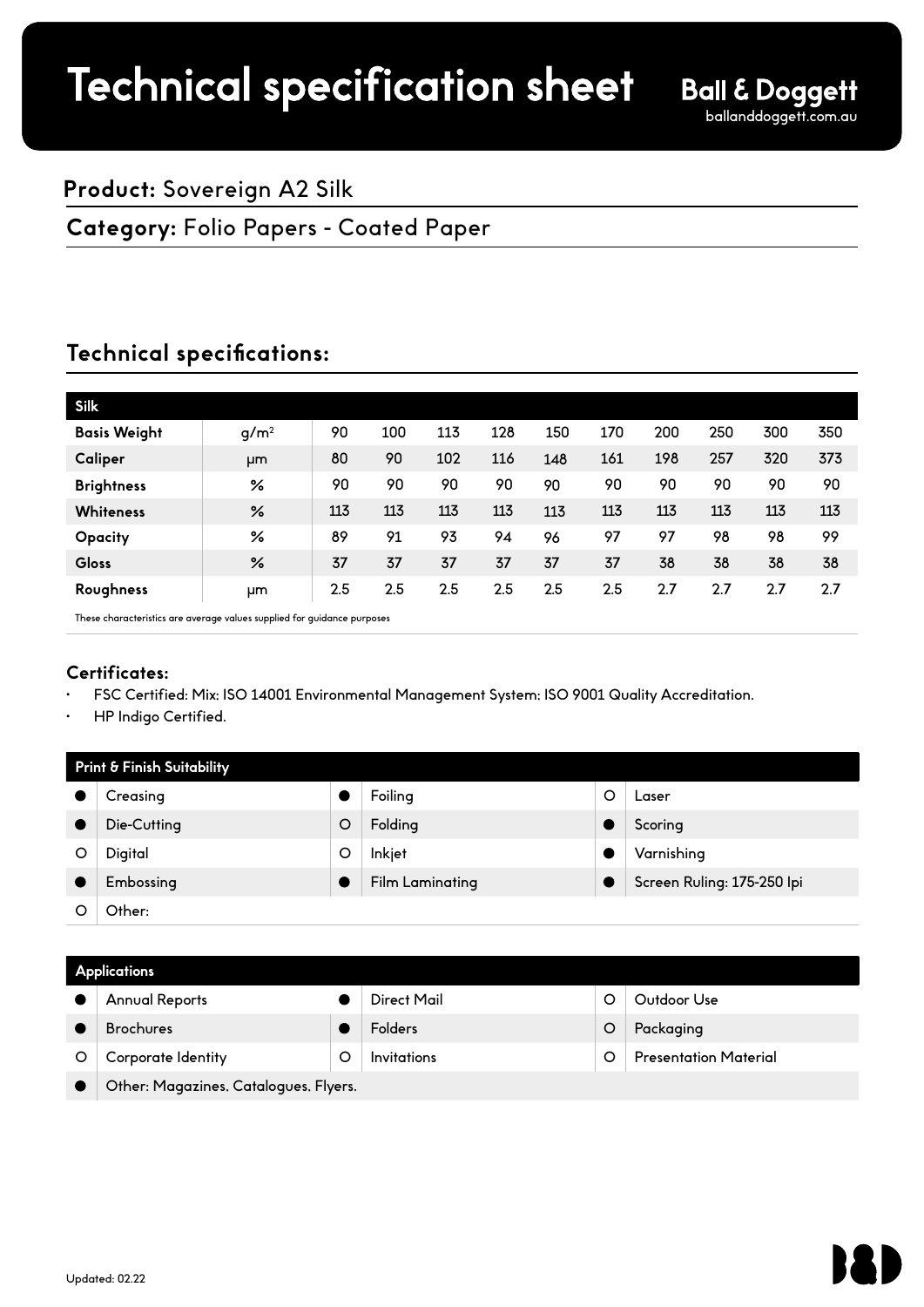# Technical specification sheet

**Ball & Doggett**
ballanddoggett.com.au

## **Product:** Sovereign A2 Silk

## **Category:** Folio Papers - Coated Paper

## Technical specifications:

| Silk | | | | | | | | | | | |
|---|---|---|---|---|---|---|---|---|---|---|---|
| **Basis Weight** | g/m² | 90 | 100 | 113 | 128 | 150 | 170 | 200 | 250 | 300 | 350 |
| **Caliper** | µm | 80 | 90 | 102 | 116 | 148 | 161 | 198 | 257 | 320 | 373 |
| **Brightness** | % | 90 | 90 | 90 | 90 | 90 | 90 | 90 | 90 | 90 | 90 |
| **Whiteness** | % | 113 | 113 | 113 | 113 | 113 | 113 | 113 | 113 | 113 | 113 |
| **Opacity** | % | 89 | 91 | 93 | 94 | 96 | 97 | 97 | 98 | 98 | 99 |
| **Gloss** | % | 37 | 37 | 37 | 37 | 37 | 37 | 38 | 38 | 38 | 38 |
| **Roughness** | µm | 2.5 | 2.5 | 2.5 | 2.5 | 2.5 | 2.5 | 2.7 | 2.7 | 2.7 | 2.7 |

These characteristics are average values supplied for guidance purposes

### Certificates:

- FSC Certified: Mix; ISO 14001 Environmental Management System; ISO 9001 Quality Accreditation.
- HP Indigo Certified.

| Print & Finish Suitability | | | | | |
|---|---|---|---|---|---|
| ● | Creasing | ● | Foiling | ○ | Laser |
| ● | Die-Cutting | ○ | Folding | ● | Scoring |
| ○ | Digital | ○ | Inkjet | ● | Varnishing |
| ● | Embossing | ● | Film Laminating | ● | Screen Ruling: 175-250 lpi |
| ○ | Other: | | | | |

| Applications | | | | | |
|---|---|---|---|---|---|
| ● | Annual Reports | ● | Direct Mail | ○ | Outdoor Use |
| ● | Brochures | ● | Folders | ○ | Packaging |
| ○ | Corporate Identity | ○ | Invitations | ○ | Presentation Material |
| ● | Other: Magazines, Catalogues, Flyers. | | | | |

Updated: 02.22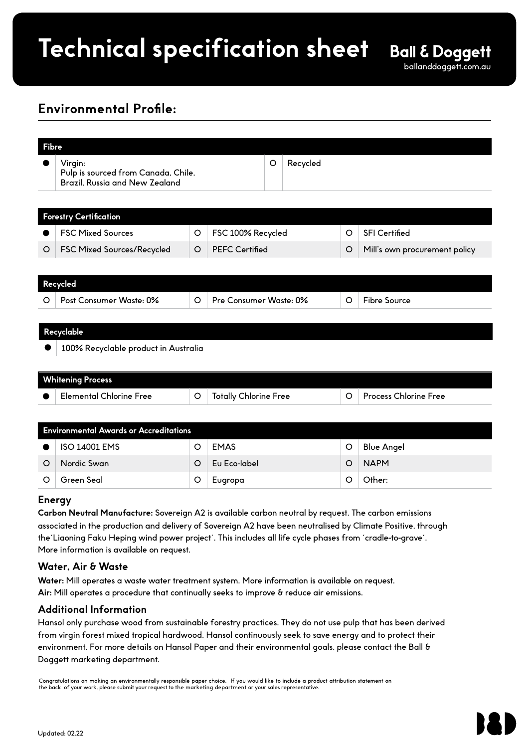# Technical specification sheet

**Ball & Doggett**
ballanddoggett.com.au

## Environmental Profile:

| Fibre | | | |
|---|---|---|---|
| ● | Virgin: Pulp is sourced from Canada, Chile, Brazil, Russia and New Zealand | O | Recycled |

| Forestry Certification | | | | | |
|---|---|---|---|---|---|
| ● | FSC Mixed Sources | O | FSC 100% Recycled | O | SFI Certified |
| O | FSC Mixed Sources/Recycled | O | PEFC Certified | O | Mill's own procurement policy |

| Recycled | | | | | |
|---|---|---|---|---|---|
| O | Post Consumer Waste: 0% | O | Pre Consumer Waste: 0% | O | Fibre Source |

| Recyclable | |
|---|---|
| ● | 100% Recyclable product in Australia |

| Whitening Process | | | | | |
|---|---|---|---|---|---|
| ● | Elemental Chlorine Free | O | Totally Chlorine Free | O | Process Chlorine Free |

| Environmental Awards or Accreditations | | | | | |
|---|---|---|---|---|---|
| ● | ISO 14001 EMS | O | EMAS | O | Blue Angel |
| O | Nordic Swan | O | Eu Eco-label | O | NAPM |
| O | Green Seal | O | Eugropa | O | Other: |

### Energy

**Carbon Neutral Manufacture:** Sovereign A2 is available carbon neutral by request. The carbon emissions associated in the production and delivery of Sovereign A2 have been neutralised by Climate Positive, through the´Liaoning Faku Heping wind power project´. This includes all life cycle phases from ´cradle-to-grave´. More information is available on request.

### Water, Air & Waste

**Water:** Mill operates a waste water treatment system. More information is available on request.
**Air:** Mill operates a procedure that continually seeks to improve & reduce air emissions.

### Additional Information

Hansol only purchase wood from sustainable forestry practices. They do not use pulp that has been derived from virgin forest mixed tropical hardwood. Hansol continuously seek to save energy and to protect their environment. For more details on Hansol Paper and their environmental goals, please contact the Ball & Doggett marketing department.

Congratulations on making an environmentally responsible paper choice. If you would like to include a product attribution statement on the back of your work, please submit your request to the marketing department or your sales representative.

Updated: 02.22